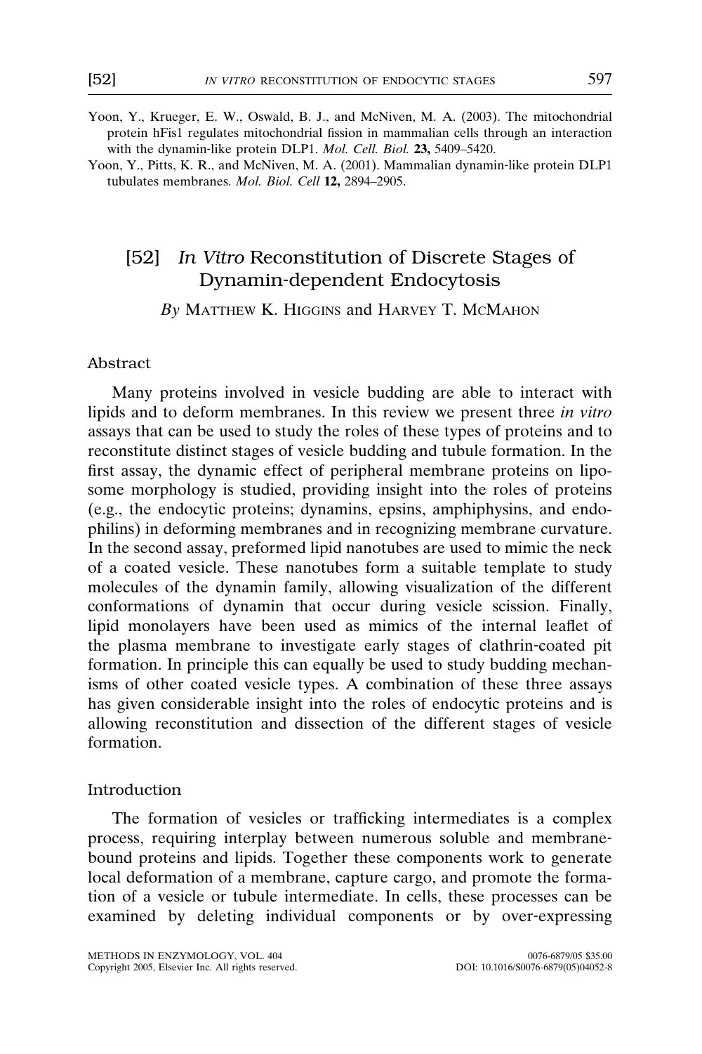Yoon, Y., Krueger, E. W., Oswald, B. J., and McNiven, M. A. (2003). The mitochondrial protein hFis1 regulates mitochondrial fission in mammalian cells through an interaction with the dynamin-like protein DLP1. *Mol. Cell. Biol.* **23,** 5409–5420.

Yoon, Y., Pitts, K. R., and McNiven, M. A. (2001). Mammalian dynamin-like protein DLP1 tubulates membranes. *Mol. Biol. Cell* **12,** 2894–2905.

# [52] *In Vitro* Reconstitution of Discrete Stages of Dynamin-dependent Endocytosis

*By* Matthew K. Higgins and Harvey T. McMahon

## Abstract

Many proteins involved in vesicle budding are able to interact with lipids and to deform membranes. In this review we present three *in vitro* assays that can be used to study the roles of these types of proteins and to reconstitute distinct stages of vesicle budding and tubule formation. In the first assay, the dynamic effect of peripheral membrane proteins on liposome morphology is studied, providing insight into the roles of proteins (e.g., the endocytic proteins; dynamins, epsins, amphiphysins, and endophilins) in deforming membranes and in recognizing membrane curvature. In the second assay, preformed lipid nanotubes are used to mimic the neck of a coated vesicle. These nanotubes form a suitable template to study molecules of the dynamin family, allowing visualization of the different conformations of dynamin that occur during vesicle scission. Finally, lipid monolayers have been used as mimics of the internal leaflet of the plasma membrane to investigate early stages of clathrin-coated pit formation. In principle this can equally be used to study budding mechanisms of other coated vesicle types. A combination of these three assays has given considerable insight into the roles of endocytic proteins and is allowing reconstitution and dissection of the different stages of vesicle formation.

## Introduction

The formation of vesicles or trafficking intermediates is a complex process, requiring interplay between numerous soluble and membrane-bound proteins and lipids. Together these components work to generate local deformation of a membrane, capture cargo, and promote the formation of a vesicle or tubule intermediate. In cells, these processes can be examined by deleting individual components or by over-expressing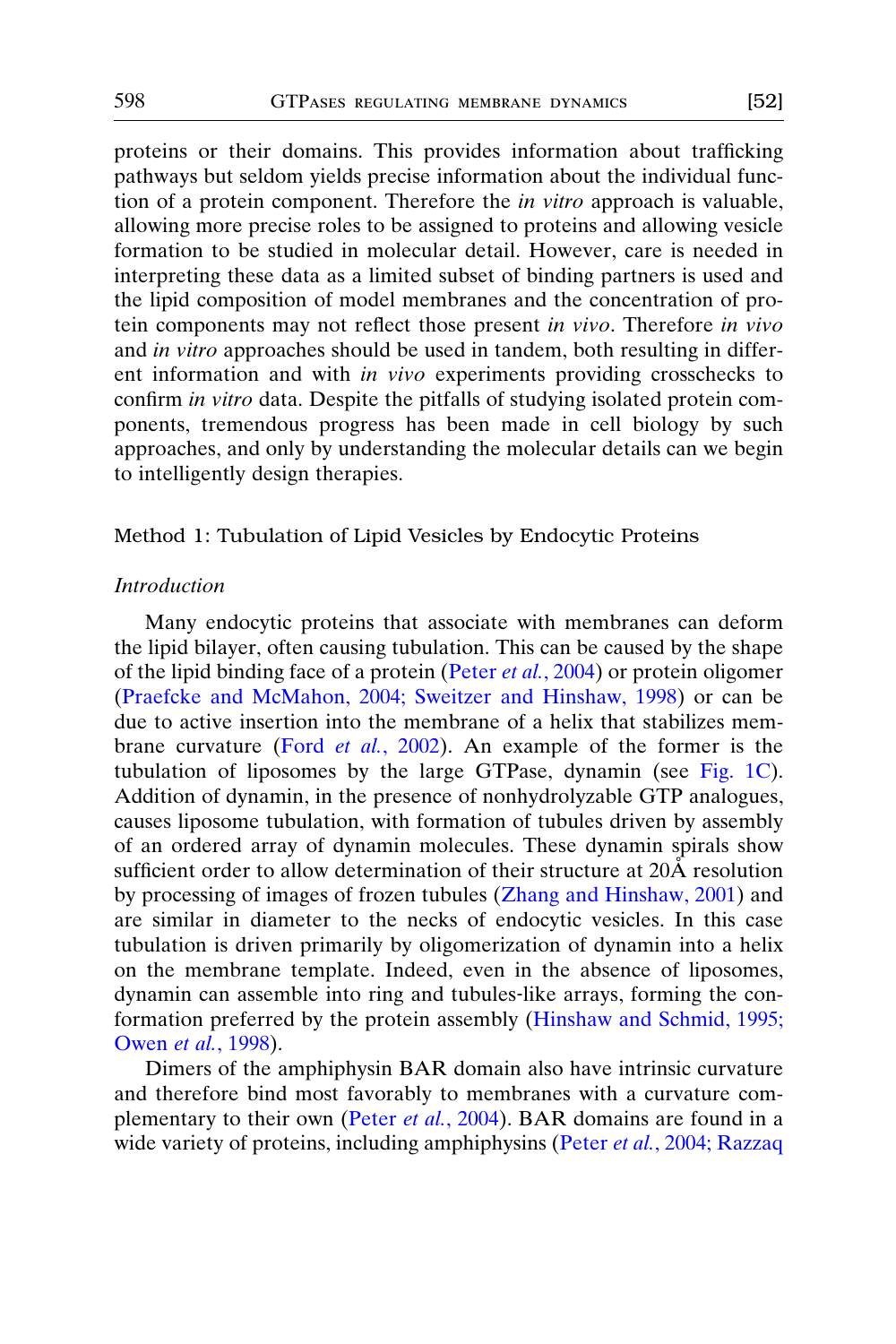proteins or their domains. This provides information about trafficking pathways but seldom yields precise information about the individual function of a protein component. Therefore the *in vitro* approach is valuable, allowing more precise roles to be assigned to proteins and allowing vesicle formation to be studied in molecular detail. However, care is needed in interpreting these data as a limited subset of binding partners is used and the lipid composition of model membranes and the concentration of protein components may not reflect those present *in vivo*. Therefore *in vivo* and *in vitro* approaches should be used in tandem, both resulting in different information and with *in vivo* experiments providing crosschecks to confirm *in vitro* data. Despite the pitfalls of studying isolated protein components, tremendous progress has been made in cell biology by such approaches, and only by understanding the molecular details can we begin to intelligently design therapies.

## Method 1: Tubulation of Lipid Vesicles by Endocytic Proteins

### *Introduction*

Many endocytic proteins that associate with membranes can deform the lipid bilayer, often causing tubulation. This can be caused by the shape of the lipid binding face of a protein (Peter *et al.*, 2004) or protein oligomer (Praefcke and McMahon, 2004; Sweitzer and Hinshaw, 1998) or can be due to active insertion into the membrane of a helix that stabilizes membrane curvature (Ford *et al.*, 2002). An example of the former is the tubulation of liposomes by the large GTPase, dynamin (see Fig. 1C). Addition of dynamin, in the presence of nonhydrolyzable GTP analogues, causes liposome tubulation, with formation of tubules driven by assembly of an ordered array of dynamin molecules. These dynamin spirals show sufficient order to allow determination of their structure at 20Å resolution by processing of images of frozen tubules (Zhang and Hinshaw, 2001) and are similar in diameter to the necks of endocytic vesicles. In this case tubulation is driven primarily by oligomerization of dynamin into a helix on the membrane template. Indeed, even in the absence of liposomes, dynamin can assemble into ring and tubules-like arrays, forming the conformation preferred by the protein assembly (Hinshaw and Schmid, 1995; Owen *et al.*, 1998).

Dimers of the amphiphysin BAR domain also have intrinsic curvature and therefore bind most favorably to membranes with a curvature complementary to their own (Peter *et al.*, 2004). BAR domains are found in a wide variety of proteins, including amphiphysins (Peter *et al.*, 2004; Razzaq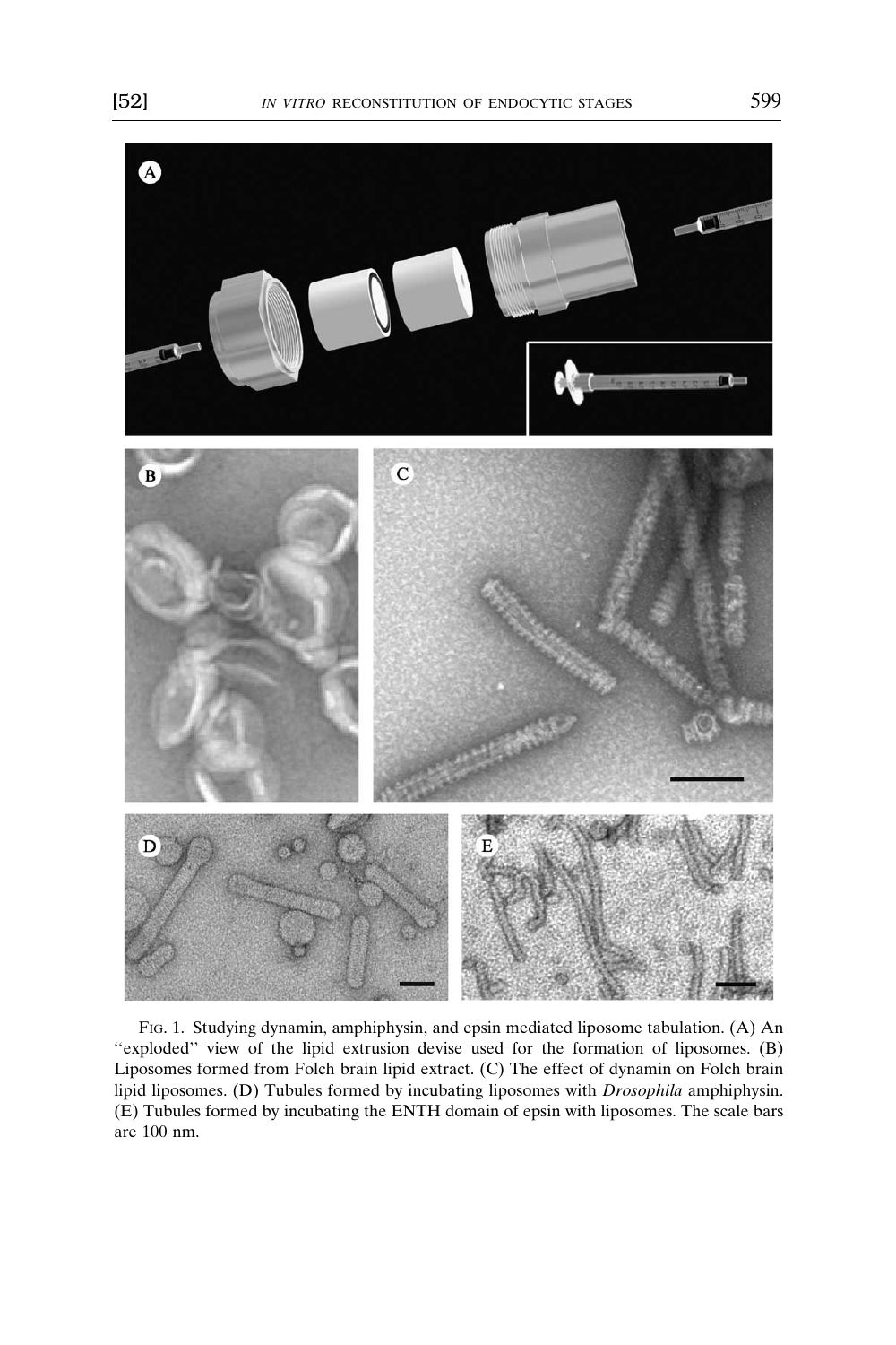FIG. 1. Studying dynamin, amphiphysin, and epsin mediated liposome tabulation. (A) An ''exploded'' view of the lipid extrusion devise used for the formation of liposomes. (B) Liposomes formed from Folch brain lipid extract. (C) The effect of dynamin on Folch brain lipid liposomes. (D) Tubules formed by incubating liposomes with *Drosophila* amphiphysin. (E) Tubules formed by incubating the ENTH domain of epsin with liposomes. The scale bars are 100 nm.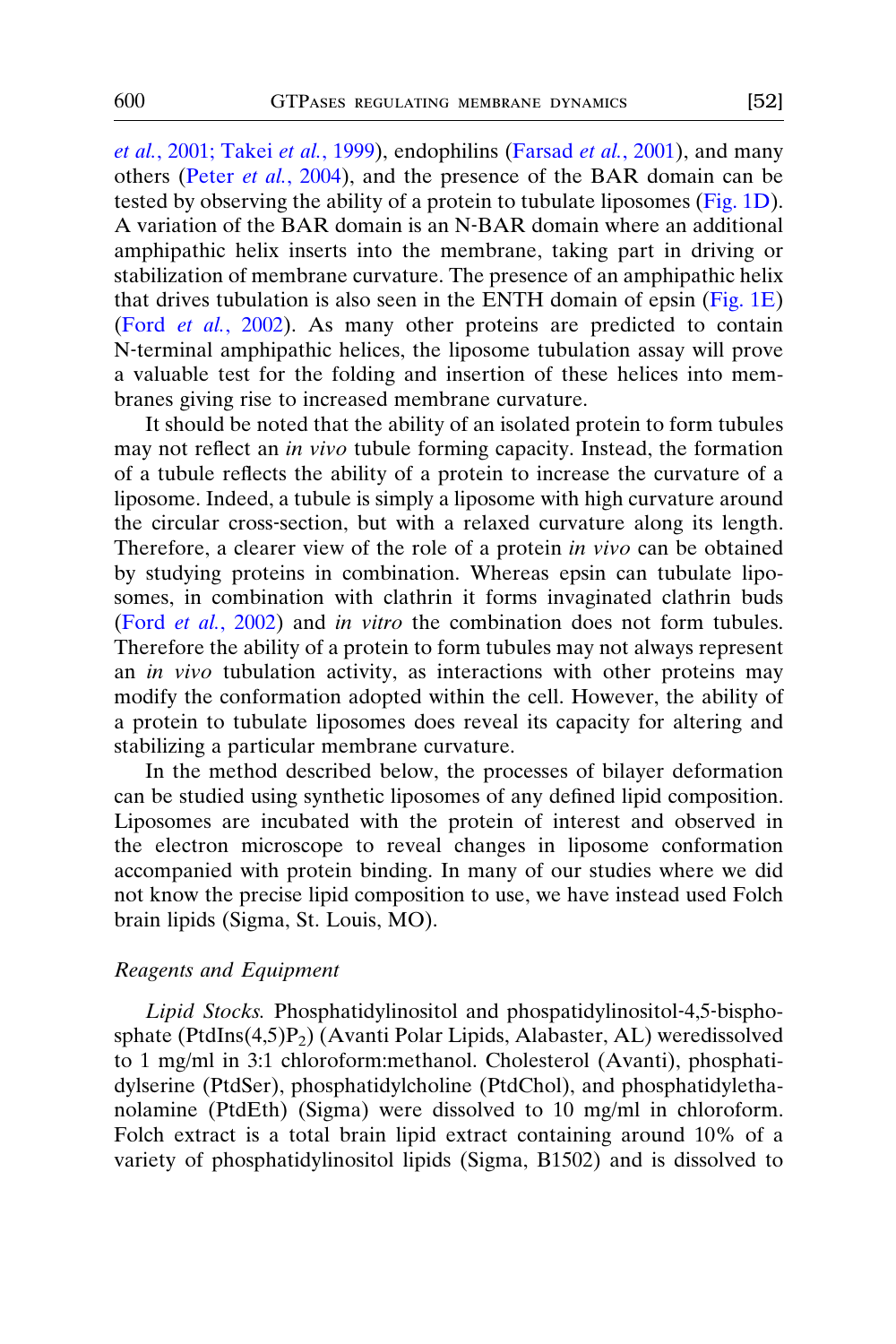*et al.*, 2001; Takei *et al.*, 1999), endophilins (Farsad *et al.*, 2001), and many others (Peter *et al.*, 2004), and the presence of the BAR domain can be tested by observing the ability of a protein to tubulate liposomes (Fig. 1D). A variation of the BAR domain is an N-BAR domain where an additional amphipathic helix inserts into the membrane, taking part in driving or stabilization of membrane curvature. The presence of an amphipathic helix that drives tubulation is also seen in the ENTH domain of epsin (Fig. 1E) (Ford *et al.*, 2002). As many other proteins are predicted to contain N-terminal amphipathic helices, the liposome tubulation assay will prove a valuable test for the folding and insertion of these helices into membranes giving rise to increased membrane curvature.

It should be noted that the ability of an isolated protein to form tubules may not reflect an *in vivo* tubule forming capacity. Instead, the formation of a tubule reflects the ability of a protein to increase the curvature of a liposome. Indeed, a tubule is simply a liposome with high curvature around the circular cross-section, but with a relaxed curvature along its length. Therefore, a clearer view of the role of a protein *in vivo* can be obtained by studying proteins in combination. Whereas epsin can tubulate liposomes, in combination with clathrin it forms invaginated clathrin buds (Ford *et al.*, 2002) and *in vitro* the combination does not form tubules. Therefore the ability of a protein to form tubules may not always represent an *in vivo* tubulation activity, as interactions with other proteins may modify the conformation adopted within the cell. However, the ability of a protein to tubulate liposomes does reveal its capacity for altering and stabilizing a particular membrane curvature.

In the method described below, the processes of bilayer deformation can be studied using synthetic liposomes of any defined lipid composition. Liposomes are incubated with the protein of interest and observed in the electron microscope to reveal changes in liposome conformation accompanied with protein binding. In many of our studies where we did not know the precise lipid composition to use, we have instead used Folch brain lipids (Sigma, St. Louis, MO).

### *Reagents and Equipment*

*Lipid Stocks.* Phosphatidylinositol and phospatidylinositol-4,5-bisphosphate (PtdIns(4,5)$P_2$) (Avanti Polar Lipids, Alabaster, AL) weredissolved to 1 mg/ml in 3:1 chloroform:methanol. Cholesterol (Avanti), phosphatidylserine (PtdSer), phosphatidylcholine (PtdChol), and phosphatidylethanolamine (PtdEth) (Sigma) were dissolved to 10 mg/ml in chloroform. Folch extract is a total brain lipid extract containing around 10% of a variety of phosphatidylinositol lipids (Sigma, B1502) and is dissolved to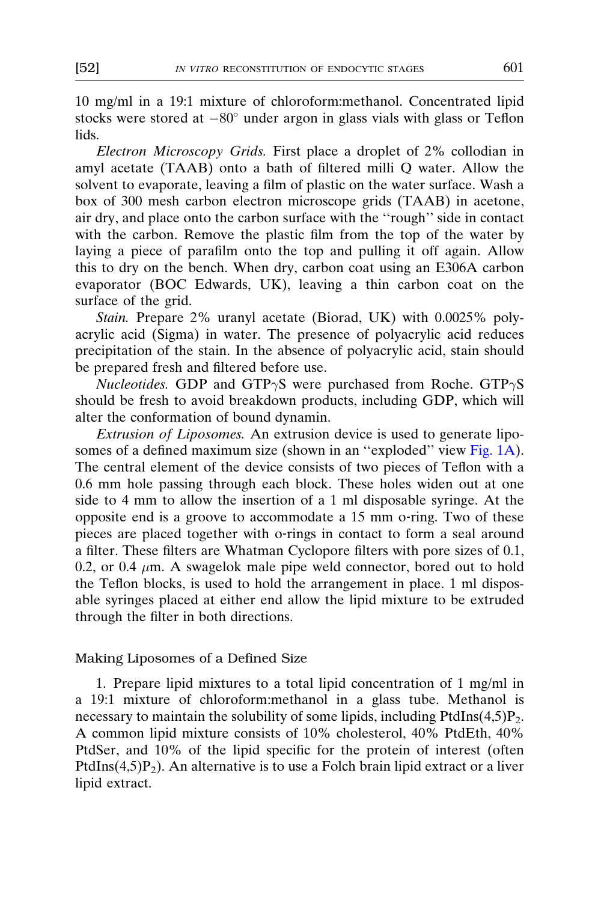10 mg/ml in a 19:1 mixture of chloroform:methanol. Concentrated lipid stocks were stored at $-80°$ under argon in glass vials with glass or Teflon lids.

*Electron Microscopy Grids.* First place a droplet of 2% collodian in amyl acetate (TAAB) onto a bath of filtered milli Q water. Allow the solvent to evaporate, leaving a film of plastic on the water surface. Wash a box of 300 mesh carbon electron microscope grids (TAAB) in acetone, air dry, and place onto the carbon surface with the ''rough'' side in contact with the carbon. Remove the plastic film from the top of the water by laying a piece of parafilm onto the top and pulling it off again. Allow this to dry on the bench. When dry, carbon coat using an E306A carbon evaporator (BOC Edwards, UK), leaving a thin carbon coat on the surface of the grid.

*Stain.* Prepare 2% uranyl acetate (Biorad, UK) with 0.0025% polyacrylic acid (Sigma) in water. The presence of polyacrylic acid reduces precipitation of the stain. In the absence of polyacrylic acid, stain should be prepared fresh and filtered before use.

*Nucleotides.* GDP and GTP$\gamma$S were purchased from Roche. GTP$\gamma$S should be fresh to avoid breakdown products, including GDP, which will alter the conformation of bound dynamin.

*Extrusion of Liposomes.* An extrusion device is used to generate liposomes of a defined maximum size (shown in an ''exploded'' view Fig. 1A). The central element of the device consists of two pieces of Teflon with a 0.6 mm hole passing through each block. These holes widen out at one side to 4 mm to allow the insertion of a 1 ml disposable syringe. At the opposite end is a groove to accommodate a 15 mm o-ring. Two of these pieces are placed together with o-rings in contact to form a seal around a filter. These filters are Whatman Cyclopore filters with pore sizes of 0.1, 0.2, or 0.4 $\mu$m. A swagelok male pipe weld connector, bored out to hold the Teflon blocks, is used to hold the arrangement in place. 1 ml disposable syringes placed at either end allow the lipid mixture to be extruded through the filter in both directions.

## Making Liposomes of a Defined Size

1. Prepare lipid mixtures to a total lipid concentration of 1 mg/ml in a 19:1 mixture of chloroform:methanol in a glass tube. Methanol is necessary to maintain the solubility of some lipids, including PtdIns(4,5)$P_2$. A common lipid mixture consists of 10% cholesterol, 40% PtdEth, 40% PtdSer, and 10% of the lipid specific for the protein of interest (often PtdIns(4,5)$P_2$). An alternative is to use a Folch brain lipid extract or a liver lipid extract.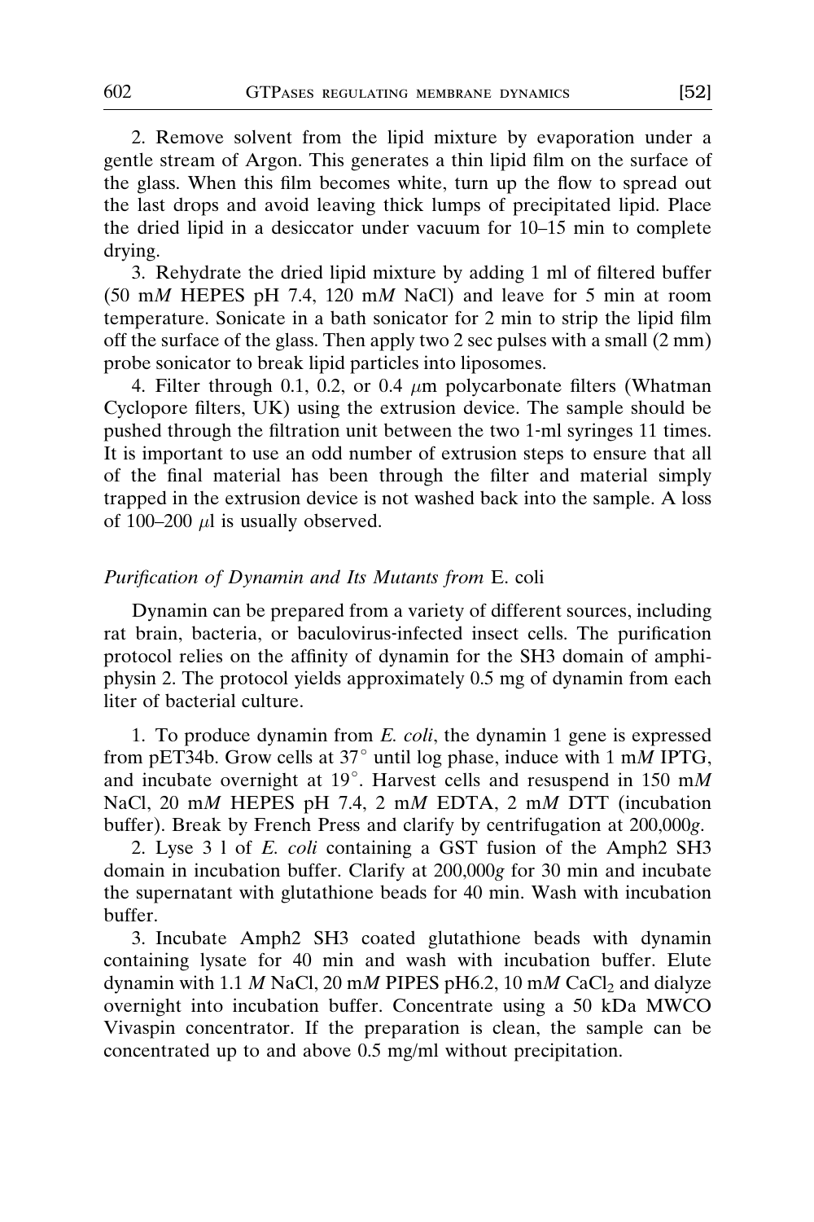2. Remove solvent from the lipid mixture by evaporation under a gentle stream of Argon. This generates a thin lipid film on the surface of the glass. When this film becomes white, turn up the flow to spread out the last drops and avoid leaving thick lumps of precipitated lipid. Place the dried lipid in a desiccator under vacuum for 10–15 min to complete drying.

3. Rehydrate the dried lipid mixture by adding 1 ml of filtered buffer (50 m*M* HEPES pH 7.4, 120 m*M* NaCl) and leave for 5 min at room temperature. Sonicate in a bath sonicator for 2 min to strip the lipid film off the surface of the glass. Then apply two 2 sec pulses with a small (2 mm) probe sonicator to break lipid particles into liposomes.

4. Filter through 0.1, 0.2, or 0.4 $\mu$m polycarbonate filters (Whatman Cyclopore filters, UK) using the extrusion device. The sample should be pushed through the filtration unit between the two 1-ml syringes 11 times. It is important to use an odd number of extrusion steps to ensure that all of the final material has been through the filter and material simply trapped in the extrusion device is not washed back into the sample. A loss of 100–200 $\mu$l is usually observed.

### *Purification of Dynamin and Its Mutants from* E. coli

Dynamin can be prepared from a variety of different sources, including rat brain, bacteria, or baculovirus-infected insect cells. The purification protocol relies on the affinity of dynamin for the SH3 domain of amphiphysin 2. The protocol yields approximately 0.5 mg of dynamin from each liter of bacterial culture.

1. To produce dynamin from *E. coli*, the dynamin 1 gene is expressed from pET34b. Grow cells at 37° until log phase, induce with 1 m*M* IPTG, and incubate overnight at 19°. Harvest cells and resuspend in 150 m*M* NaCl, 20 m*M* HEPES pH 7.4, 2 m*M* EDTA, 2 m*M* DTT (incubation buffer). Break by French Press and clarify by centrifugation at 200,000*g*.

2. Lyse 3 l of *E. coli* containing a GST fusion of the Amph2 SH3 domain in incubation buffer. Clarify at 200,000*g* for 30 min and incubate the supernatant with glutathione beads for 40 min. Wash with incubation buffer.

3. Incubate Amph2 SH3 coated glutathione beads with dynamin containing lysate for 40 min and wash with incubation buffer. Elute dynamin with 1.1 *M* NaCl, 20 m*M* PIPES pH6.2, 10 m*M* $CaCl_2$ and dialyze overnight into incubation buffer. Concentrate using a 50 kDa MWCO Vivaspin concentrator. If the preparation is clean, the sample can be concentrated up to and above 0.5 mg/ml without precipitation.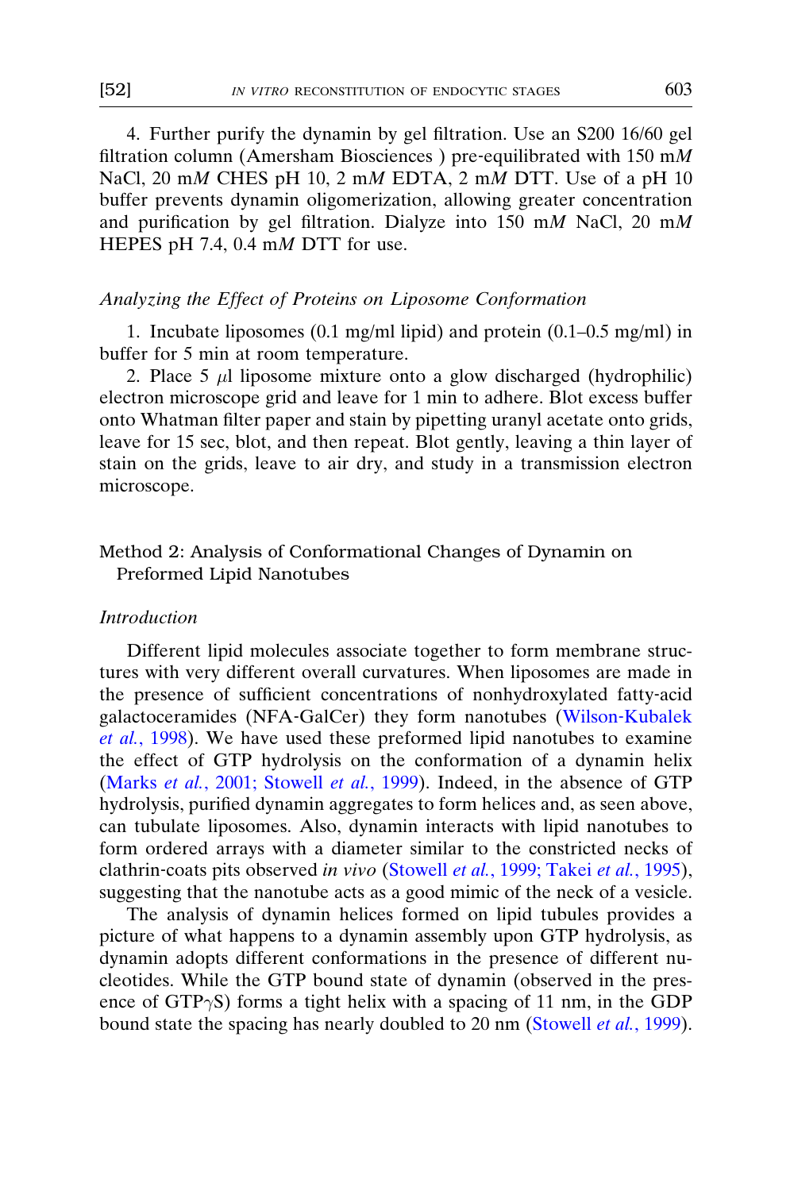4. Further purify the dynamin by gel filtration. Use an S200 16/60 gel filtration column (Amersham Biosciences ) pre-equilibrated with 150 m*M* NaCl, 20 m*M* CHES pH 10, 2 m*M* EDTA, 2 m*M* DTT. Use of a pH 10 buffer prevents dynamin oligomerization, allowing greater concentration and purification by gel filtration. Dialyze into 150 m*M* NaCl, 20 m*M* HEPES pH 7.4, 0.4 m*M* DTT for use.

### *Analyzing the Effect of Proteins on Liposome Conformation*

1. Incubate liposomes (0.1 mg/ml lipid) and protein (0.1–0.5 mg/ml) in buffer for 5 min at room temperature.

2. Place 5 $\mu$l liposome mixture onto a glow discharged (hydrophilic) electron microscope grid and leave for 1 min to adhere. Blot excess buffer onto Whatman filter paper and stain by pipetting uranyl acetate onto grids, leave for 15 sec, blot, and then repeat. Blot gently, leaving a thin layer of stain on the grids, leave to air dry, and study in a transmission electron microscope.

## Method 2: Analysis of Conformational Changes of Dynamin on Preformed Lipid Nanotubes

### *Introduction*

Different lipid molecules associate together to form membrane structures with very different overall curvatures. When liposomes are made in the presence of sufficient concentrations of nonhydroxylated fatty-acid galactoceramides (NFA-GalCer) they form nanotubes (Wilson-Kubalek *et al.*, 1998). We have used these preformed lipid nanotubes to examine the effect of GTP hydrolysis on the conformation of a dynamin helix (Marks *et al.*, 2001; Stowell *et al.*, 1999). Indeed, in the absence of GTP hydrolysis, purified dynamin aggregates to form helices and, as seen above, can tubulate liposomes. Also, dynamin interacts with lipid nanotubes to form ordered arrays with a diameter similar to the constricted necks of clathrin-coats pits observed *in vivo* (Stowell *et al.*, 1999; Takei *et al.*, 1995), suggesting that the nanotube acts as a good mimic of the neck of a vesicle.

The analysis of dynamin helices formed on lipid tubules provides a picture of what happens to a dynamin assembly upon GTP hydrolysis, as dynamin adopts different conformations in the presence of different nucleotides. While the GTP bound state of dynamin (observed in the presence of GTP$\gamma$S) forms a tight helix with a spacing of 11 nm, in the GDP bound state the spacing has nearly doubled to 20 nm (Stowell *et al.*, 1999).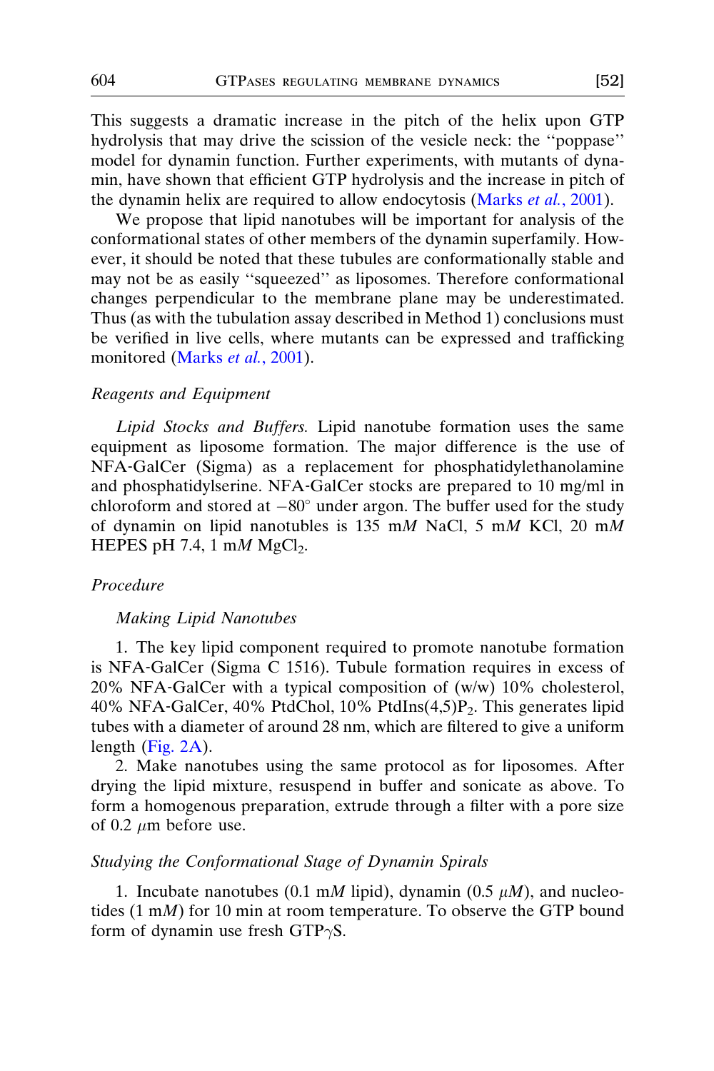This suggests a dramatic increase in the pitch of the helix upon GTP hydrolysis that may drive the scission of the vesicle neck: the ''poppase'' model for dynamin function. Further experiments, with mutants of dynamin, have shown that efficient GTP hydrolysis and the increase in pitch of the dynamin helix are required to allow endocytosis (Marks *et al.*, 2001).

We propose that lipid nanotubes will be important for analysis of the conformational states of other members of the dynamin superfamily. However, it should be noted that these tubules are conformationally stable and may not be as easily ''squeezed'' as liposomes. Therefore conformational changes perpendicular to the membrane plane may be underestimated. Thus (as with the tubulation assay described in Method 1) conclusions must be verified in live cells, where mutants can be expressed and trafficking monitored (Marks *et al.*, 2001).

### *Reagents and Equipment*

*Lipid Stocks and Buffers.* Lipid nanotube formation uses the same equipment as liposome formation. The major difference is the use of NFA-GalCer (Sigma) as a replacement for phosphatidylethanolamine and phosphatidylserine. NFA-GalCer stocks are prepared to 10 mg/ml in chloroform and stored at $-80°$ under argon. The buffer used for the study of dynamin on lipid nanotubles is 135 m*M* NaCl, 5 m*M* KCl, 20 m*M* HEPES pH 7.4, 1 m*M* $MgCl_2$.

### *Procedure*

#### *Making Lipid Nanotubes*

1. The key lipid component required to promote nanotube formation is NFA-GalCer (Sigma C 1516). Tubule formation requires in excess of 20% NFA-GalCer with a typical composition of (w/w) 10% cholesterol, 40% NFA-GalCer, 40% PtdChol, 10% PtdIns(4,5)$P_2$. This generates lipid tubes with a diameter of around 28 nm, which are filtered to give a uniform length (Fig. 2A).

2. Make nanotubes using the same protocol as for liposomes. After drying the lipid mixture, resuspend in buffer and sonicate as above. To form a homogenous preparation, extrude through a filter with a pore size of 0.2 $\mu$m before use.

### *Studying the Conformational Stage of Dynamin Spirals*

1. Incubate nanotubes (0.1 m*M* lipid), dynamin (0.5 $\mu$*M*), and nucleotides (1 m*M*) for 10 min at room temperature. To observe the GTP bound form of dynamin use fresh GTP$\gamma$S.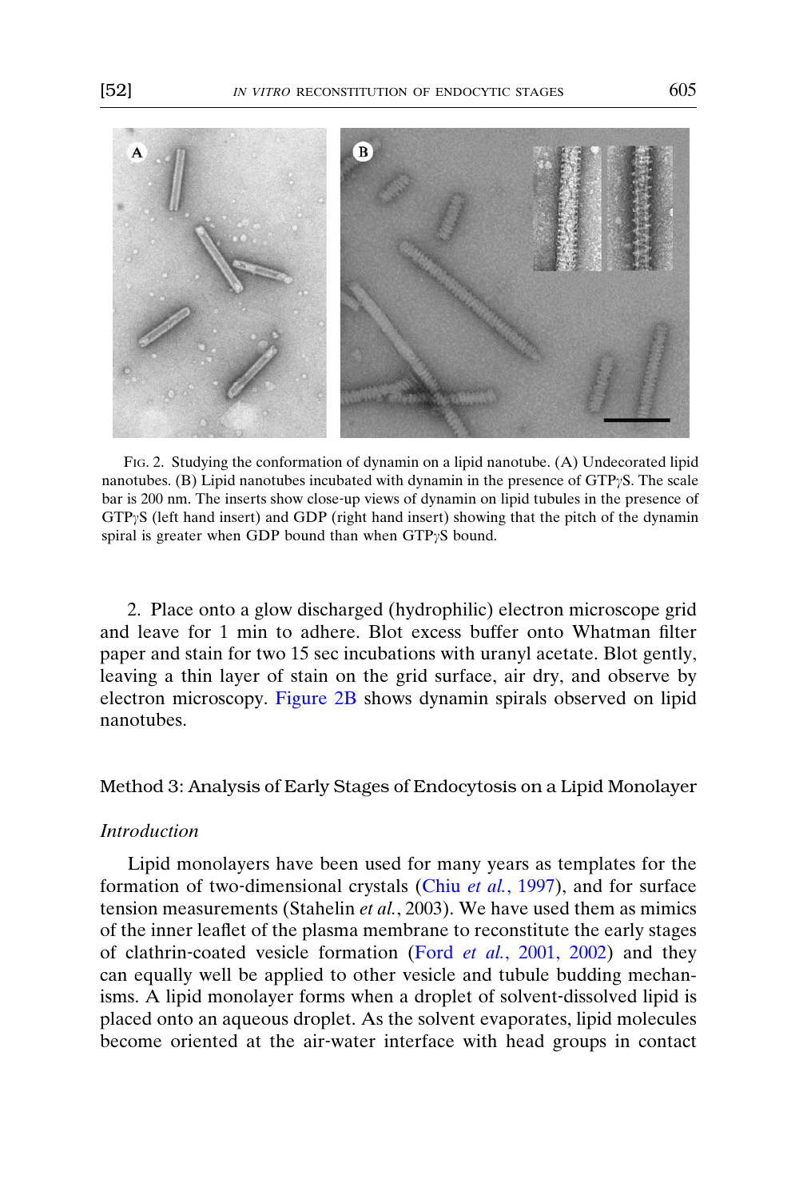FIG. 2. Studying the conformation of dynamin on a lipid nanotube. (A) Undecorated lipid nanotubes. (B) Lipid nanotubes incubated with dynamin in the presence of GTPγS. The scale bar is 200 nm. The inserts show close-up views of dynamin on lipid tubules in the presence of GTPγS (left hand insert) and GDP (right hand insert) showing that the pitch of the dynamin spiral is greater when GDP bound than when GTPγS bound.

2. Place onto a glow discharged (hydrophilic) electron microscope grid and leave for 1 min to adhere. Blot excess buffer onto Whatman filter paper and stain for two 15 sec incubations with uranyl acetate. Blot gently, leaving a thin layer of stain on the grid surface, air dry, and observe by electron microscopy. Figure 2B shows dynamin spirals observed on lipid nanotubes.

## Method 3: Analysis of Early Stages of Endocytosis on a Lipid Monolayer

### *Introduction*

Lipid monolayers have been used for many years as templates for the formation of two-dimensional crystals (Chiu *et al.*, 1997), and for surface tension measurements (Stahelin *et al.*, 2003). We have used them as mimics of the inner leaflet of the plasma membrane to reconstitute the early stages of clathrin-coated vesicle formation (Ford *et al.*, 2001, 2002) and they can equally well be applied to other vesicle and tubule budding mechanisms. A lipid monolayer forms when a droplet of solvent-dissolved lipid is placed onto an aqueous droplet. As the solvent evaporates, lipid molecules become oriented at the air-water interface with head groups in contact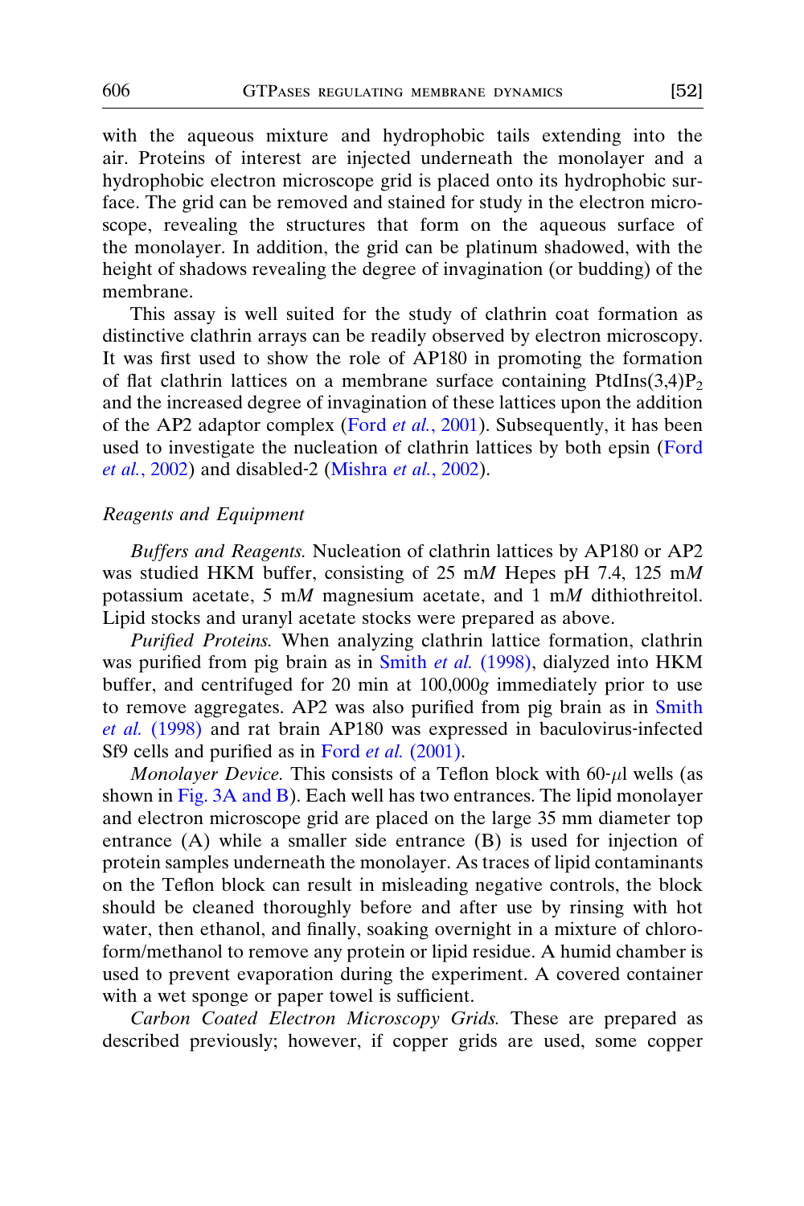with the aqueous mixture and hydrophobic tails extending into the air. Proteins of interest are injected underneath the monolayer and a hydrophobic electron microscope grid is placed onto its hydrophobic surface. The grid can be removed and stained for study in the electron microscope, revealing the structures that form on the aqueous surface of the monolayer. In addition, the grid can be platinum shadowed, with the height of shadows revealing the degree of invagination (or budding) of the membrane.

This assay is well suited for the study of clathrin coat formation as distinctive clathrin arrays can be readily observed by electron microscopy. It was first used to show the role of AP180 in promoting the formation of flat clathrin lattices on a membrane surface containing PtdIns(3,4)$P_2$ and the increased degree of invagination of these lattices upon the addition of the AP2 adaptor complex (Ford *et al.*, 2001). Subsequently, it has been used to investigate the nucleation of clathrin lattices by both epsin (Ford *et al.*, 2002) and disabled-2 (Mishra *et al.*, 2002).

## Reagents and Equipment

*Buffers and Reagents.* Nucleation of clathrin lattices by AP180 or AP2 was studied HKM buffer, consisting of 25 m*M* Hepes pH 7.4, 125 m*M* potassium acetate, 5 m*M* magnesium acetate, and 1 m*M* dithiothreitol. Lipid stocks and uranyl acetate stocks were prepared as above.

*Purified Proteins.* When analyzing clathrin lattice formation, clathrin was purified from pig brain as in Smith *et al.* (1998), dialyzed into HKM buffer, and centrifuged for 20 min at 100,000*g* immediately prior to use to remove aggregates. AP2 was also purified from pig brain as in Smith *et al.* (1998) and rat brain AP180 was expressed in baculovirus-infected Sf9 cells and purified as in Ford *et al.* (2001).

*Monolayer Device.* This consists of a Teflon block with 60-$\mu$l wells (as shown in Fig. 3A and B). Each well has two entrances. The lipid monolayer and electron microscope grid are placed on the large 35 mm diameter top entrance (A) while a smaller side entrance (B) is used for injection of protein samples underneath the monolayer. As traces of lipid contaminants on the Teflon block can result in misleading negative controls, the block should be cleaned thoroughly before and after use by rinsing with hot water, then ethanol, and finally, soaking overnight in a mixture of chloroform/methanol to remove any protein or lipid residue. A humid chamber is used to prevent evaporation during the experiment. A covered container with a wet sponge or paper towel is sufficient.

*Carbon Coated Electron Microscopy Grids.* These are prepared as described previously; however, if copper grids are used, some copper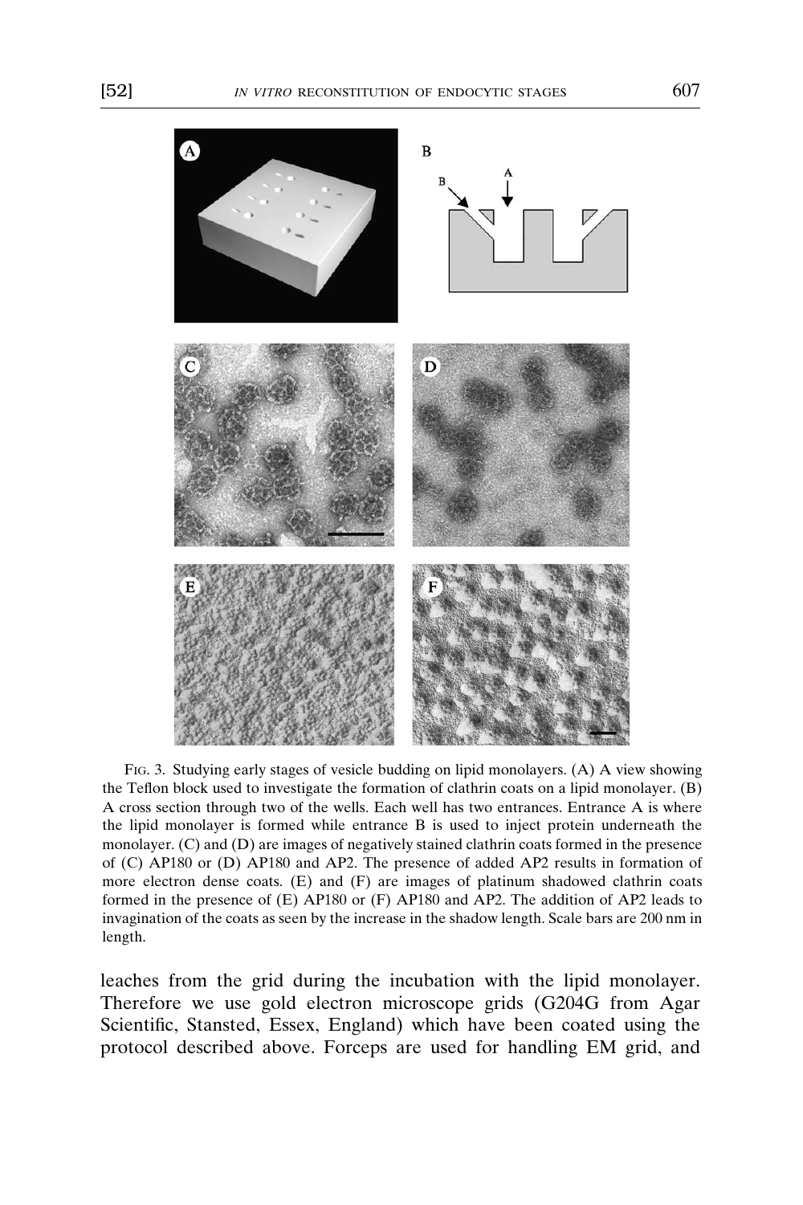FIG. 3. Studying early stages of vesicle budding on lipid monolayers. (A) A view showing the Teflon block used to investigate the formation of clathrin coats on a lipid monolayer. (B) A cross section through two of the wells. Each well has two entrances. Entrance A is where the lipid monolayer is formed while entrance B is used to inject protein underneath the monolayer. (C) and (D) are images of negatively stained clathrin coats formed in the presence of (C) AP180 or (D) AP180 and AP2. The presence of added AP2 results in formation of more electron dense coats. (E) and (F) are images of platinum shadowed clathrin coats formed in the presence of (E) AP180 or (F) AP180 and AP2. The addition of AP2 leads to invagination of the coats as seen by the increase in the shadow length. Scale bars are 200 nm in length.

leaches from the grid during the incubation with the lipid monolayer. Therefore we use gold electron microscope grids (G204G from Agar Scientific, Stansted, Essex, England) which have been coated using the protocol described above. Forceps are used for handling EM grid, and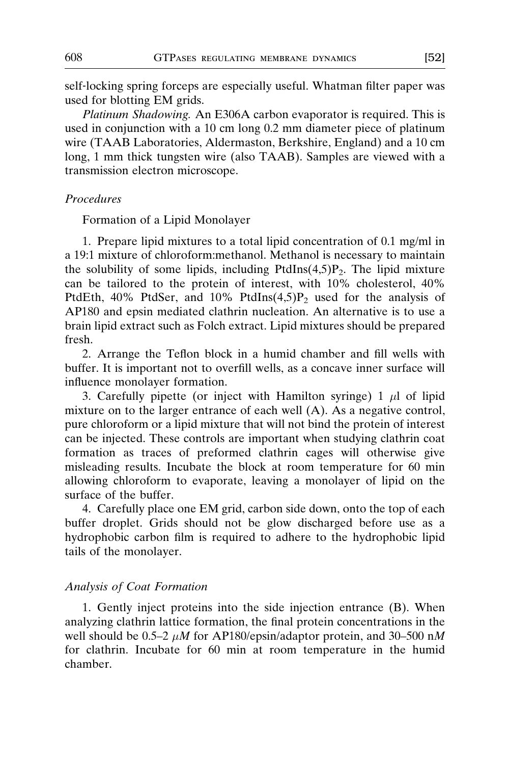self-locking spring forceps are especially useful. Whatman filter paper was used for blotting EM grids.

*Platinum Shadowing.* An E306A carbon evaporator is required. This is used in conjunction with a 10 cm long 0.2 mm diameter piece of platinum wire (TAAB Laboratories, Aldermaston, Berkshire, England) and a 10 cm long, 1 mm thick tungsten wire (also TAAB). Samples are viewed with a transmission electron microscope.

### *Procedures*

Formation of a Lipid Monolayer

1. Prepare lipid mixtures to a total lipid concentration of 0.1 mg/ml in a 19:1 mixture of chloroform:methanol. Methanol is necessary to maintain the solubility of some lipids, including PtdIns(4,5)$P_2$. The lipid mixture can be tailored to the protein of interest, with 10% cholesterol, 40% PtdEth, 40% PtdSer, and 10% PtdIns(4,5)$P_2$ used for the analysis of AP180 and epsin mediated clathrin nucleation. An alternative is to use a brain lipid extract such as Folch extract. Lipid mixtures should be prepared fresh.

2. Arrange the Teflon block in a humid chamber and fill wells with buffer. It is important not to overfill wells, as a concave inner surface will influence monolayer formation.

3. Carefully pipette (or inject with Hamilton syringe) 1 $\mu$l of lipid mixture on to the larger entrance of each well (A). As a negative control, pure chloroform or a lipid mixture that will not bind the protein of interest can be injected. These controls are important when studying clathrin coat formation as traces of preformed clathrin cages will otherwise give misleading results. Incubate the block at room temperature for 60 min allowing chloroform to evaporate, leaving a monolayer of lipid on the surface of the buffer.

4. Carefully place one EM grid, carbon side down, onto the top of each buffer droplet. Grids should not be glow discharged before use as a hydrophobic carbon film is required to adhere to the hydrophobic lipid tails of the monolayer.

### *Analysis of Coat Formation*

1. Gently inject proteins into the side injection entrance (B). When analyzing clathrin lattice formation, the final protein concentrations in the well should be 0.5–2 $\mu M$ for AP180/epsin/adaptor protein, and 30–500 n$M$ for clathrin. Incubate for 60 min at room temperature in the humid chamber.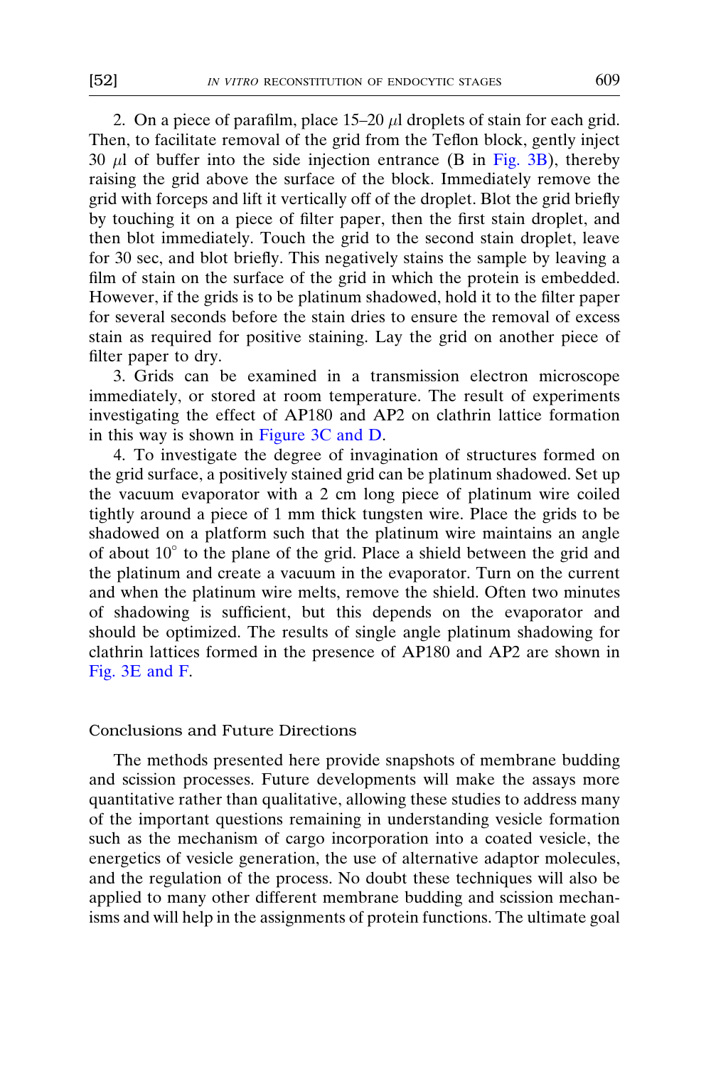2. On a piece of parafilm, place 15–20 $\mu$l droplets of stain for each grid. Then, to facilitate removal of the grid from the Teflon block, gently inject 30 $\mu$l of buffer into the side injection entrance (B in Fig. 3B), thereby raising the grid above the surface of the block. Immediately remove the grid with forceps and lift it vertically off of the droplet. Blot the grid briefly by touching it on a piece of filter paper, then the first stain droplet, and then blot immediately. Touch the grid to the second stain droplet, leave for 30 sec, and blot briefly. This negatively stains the sample by leaving a film of stain on the surface of the grid in which the protein is embedded. However, if the grids is to be platinum shadowed, hold it to the filter paper for several seconds before the stain dries to ensure the removal of excess stain as required for positive staining. Lay the grid on another piece of filter paper to dry.

3. Grids can be examined in a transmission electron microscope immediately, or stored at room temperature. The result of experiments investigating the effect of AP180 and AP2 on clathrin lattice formation in this way is shown in Figure 3C and D.

4. To investigate the degree of invagination of structures formed on the grid surface, a positively stained grid can be platinum shadowed. Set up the vacuum evaporator with a 2 cm long piece of platinum wire coiled tightly around a piece of 1 mm thick tungsten wire. Place the grids to be shadowed on a platform such that the platinum wire maintains an angle of about $10^{\circ}$ to the plane of the grid. Place a shield between the grid and the platinum and create a vacuum in the evaporator. Turn on the current and when the platinum wire melts, remove the shield. Often two minutes of shadowing is sufficient, but this depends on the evaporator and should be optimized. The results of single angle platinum shadowing for clathrin lattices formed in the presence of AP180 and AP2 are shown in Fig. 3E and F.

## Conclusions and Future Directions

The methods presented here provide snapshots of membrane budding and scission processes. Future developments will make the assays more quantitative rather than qualitative, allowing these studies to address many of the important questions remaining in understanding vesicle formation such as the mechanism of cargo incorporation into a coated vesicle, the energetics of vesicle generation, the use of alternative adaptor molecules, and the regulation of the process. No doubt these techniques will also be applied to many other different membrane budding and scission mechanisms and will help in the assignments of protein functions. The ultimate goal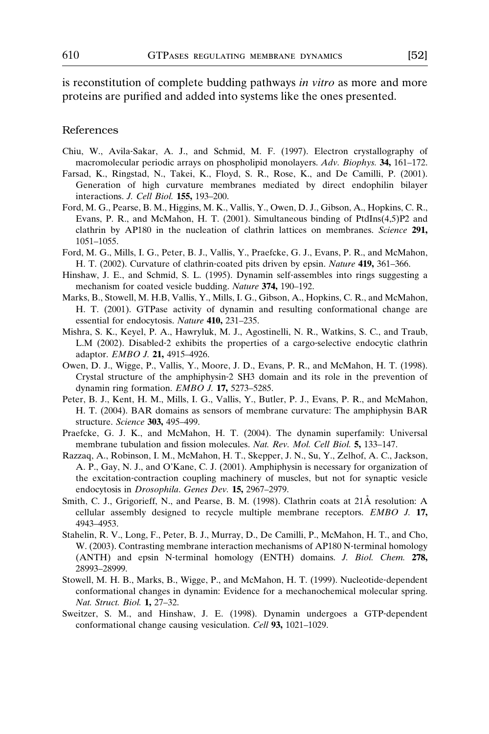is reconstitution of complete budding pathways *in vitro* as more and more proteins are purified and added into systems like the ones presented.

## References

Chiu, W., Avila-Sakar, A. J., and Schmid, M. F. (1997). Electron crystallography of macromolecular periodic arrays on phospholipid monolayers. *Adv. Biophys.* **34,** 161–172.

Farsad, K., Ringstad, N., Takei, K., Floyd, S. R., Rose, K., and De Camilli, P. (2001). Generation of high curvature membranes mediated by direct endophilin bilayer interactions. *J. Cell Biol.* **155,** 193–200.

Ford, M. G., Pearse, B. M., Higgins, M. K., Vallis, Y., Owen, D. J., Gibson, A., Hopkins, C. R., Evans, P. R., and McMahon, H. T. (2001). Simultaneous binding of PtdIns(4,5)P2 and clathrin by AP180 in the nucleation of clathrin lattices on membranes. *Science* **291,** 1051–1055.

Ford, M. G., Mills, I. G., Peter, B. J., Vallis, Y., Praefcke, G. J., Evans, P. R., and McMahon, H. T. (2002). Curvature of clathrin-coated pits driven by epsin. *Nature* **419,** 361–366.

Hinshaw, J. E., and Schmid, S. L. (1995). Dynamin self-assembles into rings suggesting a mechanism for coated vesicle budding. *Nature* **374,** 190–192.

Marks, B., Stowell, M. H.B, Vallis, Y., Mills, I. G., Gibson, A., Hopkins, C. R., and McMahon, H. T. (2001). GTPase activity of dynamin and resulting conformational change are essential for endocytosis. *Nature* **410,** 231–235.

Mishra, S. K., Keyel, P. A., Hawryluk, M. J., Agostinelli, N. R., Watkins, S. C., and Traub, L.M (2002). Disabled-2 exhibits the properties of a cargo-selective endocytic clathrin adaptor. *EMBO J.* **21,** 4915–4926.

Owen, D. J., Wigge, P., Vallis, Y., Moore, J. D., Evans, P. R., and McMahon, H. T. (1998). Crystal structure of the amphiphysin-2 SH3 domain and its role in the prevention of dynamin ring formation. *EMBO J.* **17,** 5273–5285.

Peter, B. J., Kent, H. M., Mills, I. G., Vallis, Y., Butler, P. J., Evans, P. R., and McMahon, H. T. (2004). BAR domains as sensors of membrane curvature: The amphiphysin BAR structure. *Science* **303,** 495–499.

Praefcke, G. J. K., and McMahon, H. T. (2004). The dynamin superfamily: Universal membrane tubulation and fission molecules. *Nat. Rev. Mol. Cell Biol.* **5,** 133–147.

Razzaq, A., Robinson, I. M., McMahon, H. T., Skepper, J. N., Su, Y., Zelhof, A. C., Jackson, A. P., Gay, N. J., and O'Kane, C. J. (2001). Amphiphysin is necessary for organization of the excitation-contraction coupling machinery of muscles, but not for synaptic vesicle endocytosis in *Drosophila*. *Genes Dev.* **15,** 2967–2979.

Smith, C. J., Grigorieff, N., and Pearse, B. M. (1998). Clathrin coats at 21Å resolution: A cellular assembly designed to recycle multiple membrane receptors. *EMBO J.* **17,** 4943–4953.

Stahelin, R. V., Long, F., Peter, B. J., Murray, D., De Camilli, P., McMahon, H. T., and Cho, W. (2003). Contrasting membrane interaction mechanisms of AP180 N-terminal homology (ANTH) and epsin N-terminal homology (ENTH) domains. *J. Biol. Chem.* **278,** 28993–28999.

Stowell, M. H. B., Marks, B., Wigge, P., and McMahon, H. T. (1999). Nucleotide-dependent conformational changes in dynamin: Evidence for a mechanochemical molecular spring. *Nat. Struct. Biol.* **1,** 27–32.

Sweitzer, S. M., and Hinshaw, J. E. (1998). Dynamin undergoes a GTP-dependent conformational change causing vesiculation. *Cell* **93,** 1021–1029.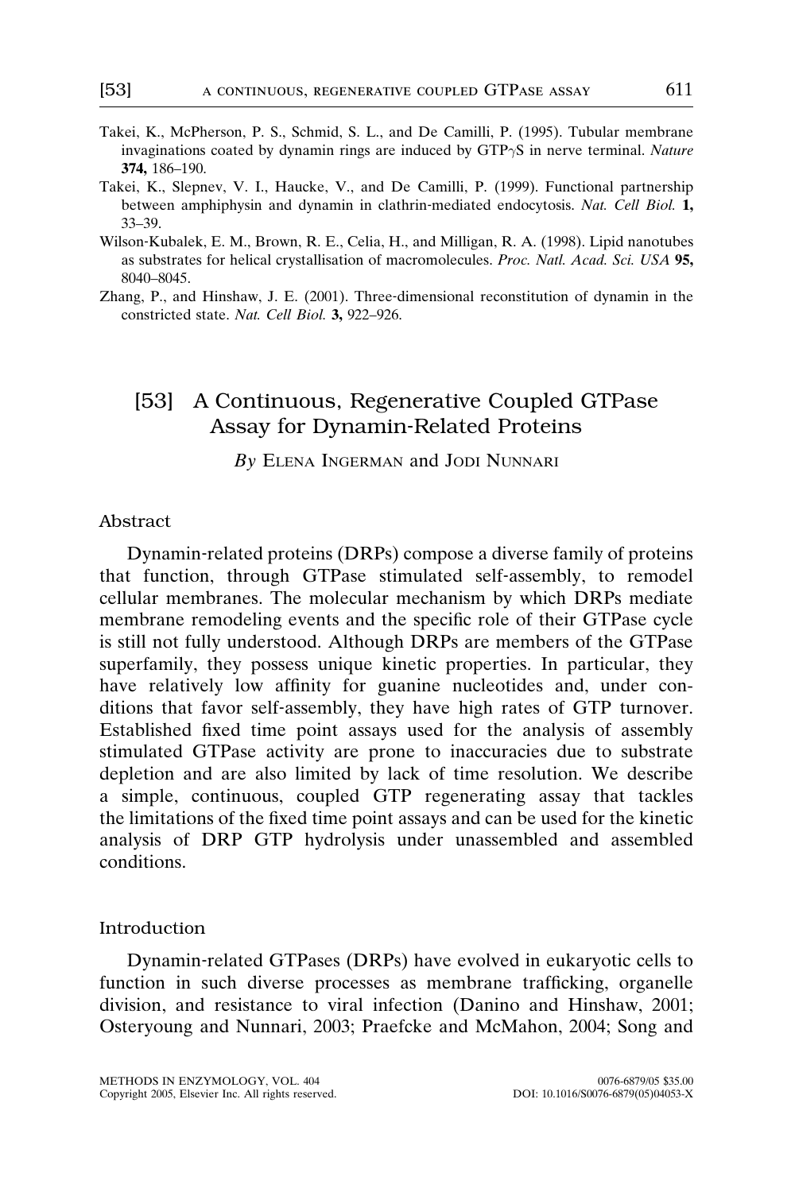Takei, K., McPherson, P. S., Schmid, S. L., and De Camilli, P. (1995). Tubular membrane invaginations coated by dynamin rings are induced by GTPγS in nerve terminal. *Nature* **374,** 186–190.

Takei, K., Slepnev, V. I., Haucke, V., and De Camilli, P. (1999). Functional partnership between amphiphysin and dynamin in clathrin-mediated endocytosis. *Nat. Cell Biol.* **1,** 33–39.

Wilson-Kubalek, E. M., Brown, R. E., Celia, H., and Milligan, R. A. (1998). Lipid nanotubes as substrates for helical crystallisation of macromolecules. *Proc. Natl. Acad. Sci. USA* **95,** 8040–8045.

Zhang, P., and Hinshaw, J. E. (2001). Three-dimensional reconstitution of dynamin in the constricted state. *Nat. Cell Biol.* **3,** 922–926.

# [53] A Continuous, Regenerative Coupled GTPase Assay for Dynamin-Related Proteins

*By* ELENA INGERMAN and JODI NUNNARI

## Abstract

Dynamin-related proteins (DRPs) compose a diverse family of proteins that function, through GTPase stimulated self-assembly, to remodel cellular membranes. The molecular mechanism by which DRPs mediate membrane remodeling events and the specific role of their GTPase cycle is still not fully understood. Although DRPs are members of the GTPase superfamily, they possess unique kinetic properties. In particular, they have relatively low affinity for guanine nucleotides and, under conditions that favor self-assembly, they have high rates of GTP turnover. Established fixed time point assays used for the analysis of assembly stimulated GTPase activity are prone to inaccuracies due to substrate depletion and are also limited by lack of time resolution. We describe a simple, continuous, coupled GTP regenerating assay that tackles the limitations of the fixed time point assays and can be used for the kinetic analysis of DRP GTP hydrolysis under unassembled and assembled conditions.

## Introduction

Dynamin-related GTPases (DRPs) have evolved in eukaryotic cells to function in such diverse processes as membrane trafficking, organelle division, and resistance to viral infection (Danino and Hinshaw, 2001; Osteryoung and Nunnari, 2003; Praefcke and McMahon, 2004; Song and